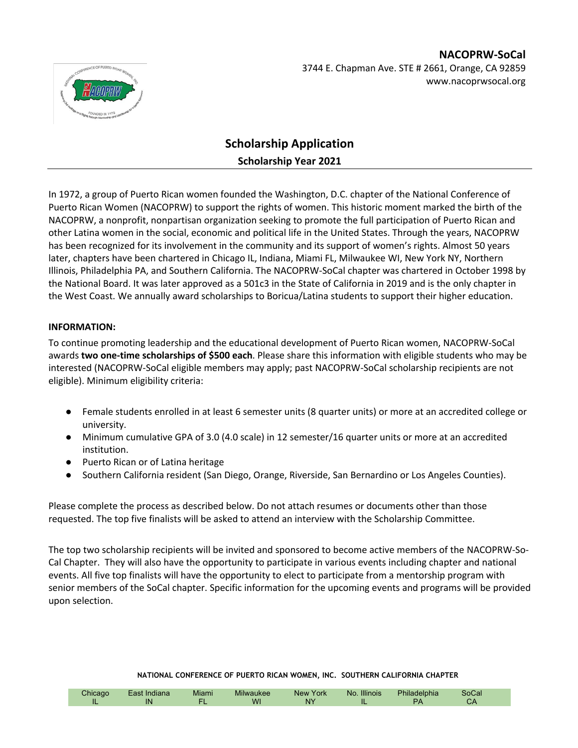**NACOPRW-SoCal**
3744 E. Chapman Ave. STE # 2661, Orange, CA 92859
www.nacoprwsocal.org

# Scholarship Application

## Scholarship Year 2021

In 1972, a group of Puerto Rican women founded the Washington, D.C. chapter of the National Conference of Puerto Rican Women (NACOPRW) to support the rights of women. This historic moment marked the birth of the NACOPRW, a nonprofit, nonpartisan organization seeking to promote the full participation of Puerto Rican and other Latina women in the social, economic and political life in the United States. Through the years, NACOPRW has been recognized for its involvement in the community and its support of women's rights. Almost 50 years later, chapters have been chartered in Chicago IL, Indiana, Miami FL, Milwaukee WI, New York NY, Northern Illinois, Philadelphia PA, and Southern California. The NACOPRW-SoCal chapter was chartered in October 1998 by the National Board. It was later approved as a 501c3 in the State of California in 2019 and is the only chapter in the West Coast. We annually award scholarships to Boricua/Latina students to support their higher education.

**INFORMATION:**

To continue promoting leadership and the educational development of Puerto Rican women, NACOPRW-SoCal awards **two one-time scholarships of $500 each**. Please share this information with eligible students who may be interested (NACOPRW-SoCal eligible members may apply; past NACOPRW-SoCal scholarship recipients are not eligible). Minimum eligibility criteria:

- Female students enrolled in at least 6 semester units (8 quarter units) or more at an accredited college or university.
- Minimum cumulative GPA of 3.0 (4.0 scale) in 12 semester/16 quarter units or more at an accredited institution.
- Puerto Rican or of Latina heritage
- Southern California resident (San Diego, Orange, Riverside, San Bernardino or Los Angeles Counties).

Please complete the process as described below. Do not attach resumes or documents other than those requested. The top five finalists will be asked to attend an interview with the Scholarship Committee.

The top two scholarship recipients will be invited and sponsored to become active members of the NACOPRW-So-Cal Chapter. They will also have the opportunity to participate in various events including chapter and national events. All five top finalists will have the opportunity to elect to participate from a mentorship program with senior members of the SoCal chapter. Specific information for the upcoming events and programs will be provided upon selection.

**NATIONAL CONFERENCE OF PUERTO RICAN WOMEN, INC. SOUTHERN CALIFORNIA CHAPTER**

| Chicago | East Indiana | Miami | Milwaukee | New York | No. Illinois | Philadelphia | SoCal |
|---|---|---|---|---|---|---|---|
| IL | IN | FL | WI | NY | IL | PA | CA |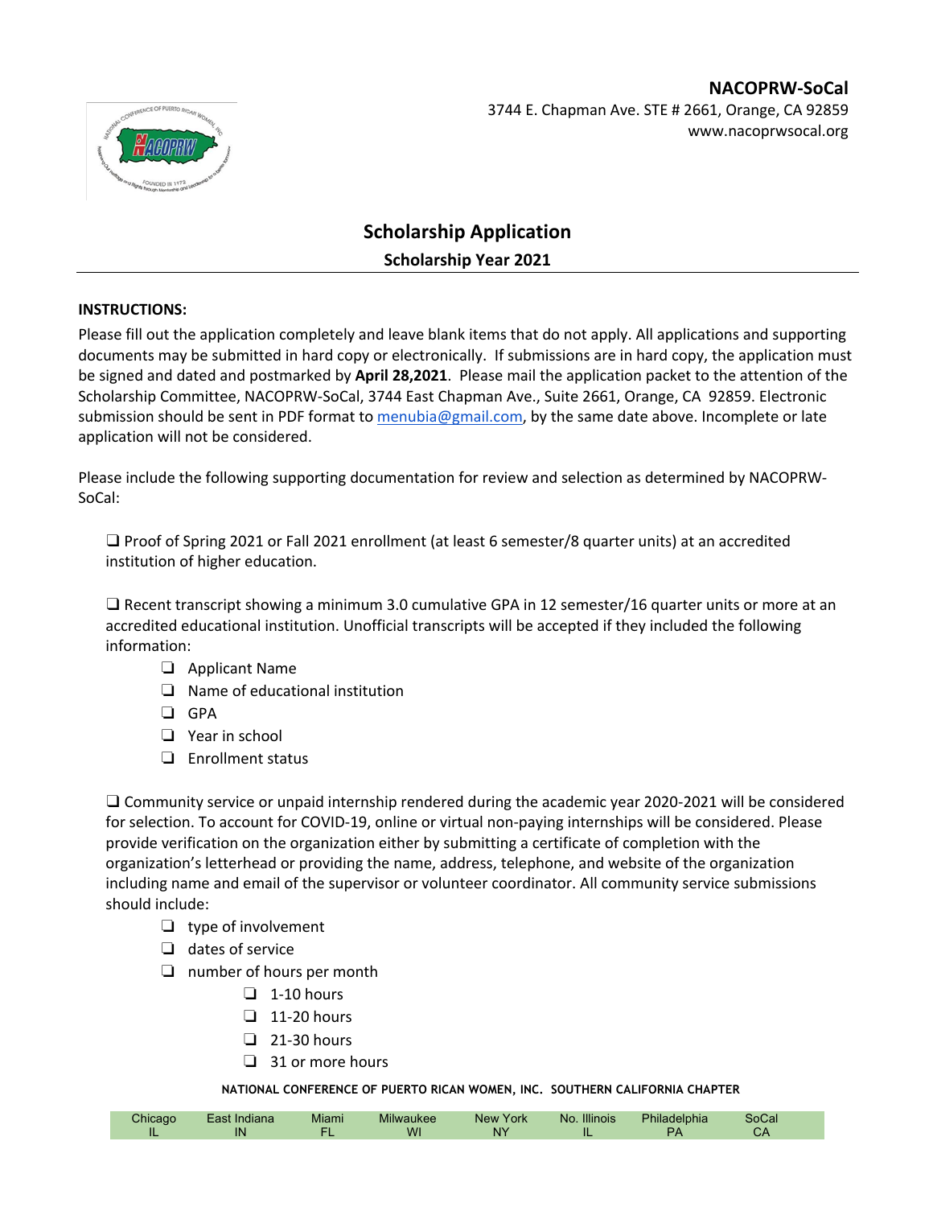**NACOPRW-SoCal**
3744 E. Chapman Ave. STE # 2661, Orange, CA 92859
www.nacoprwsocal.org

## Scholarship Application

### Scholarship Year 2021

**INSTRUCTIONS:**

Please fill out the application completely and leave blank items that do not apply. All applications and supporting documents may be submitted in hard copy or electronically. If submissions are in hard copy, the application must be signed and dated and postmarked by **April 28,2021**. Please mail the application packet to the attention of the Scholarship Committee, NACOPRW-SoCal, 3744 East Chapman Ave., Suite 2661, Orange, CA 92859. Electronic submission should be sent in PDF format to menubia@gmail.com, by the same date above. Incomplete or late application will not be considered.

Please include the following supporting documentation for review and selection as determined by NACOPRW-SoCal:

❑ Proof of Spring 2021 or Fall 2021 enrollment (at least 6 semester/8 quarter units) at an accredited institution of higher education.

❑ Recent transcript showing a minimum 3.0 cumulative GPA in 12 semester/16 quarter units or more at an accredited educational institution. Unofficial transcripts will be accepted if they included the following information:

- ❑ Applicant Name
- ❑ Name of educational institution
- ❑ GPA
- ❑ Year in school
- ❑ Enrollment status

❑ Community service or unpaid internship rendered during the academic year 2020-2021 will be considered for selection. To account for COVID-19, online or virtual non-paying internships will be considered. Please provide verification on the organization either by submitting a certificate of completion with the organization's letterhead or providing the name, address, telephone, and website of the organization including name and email of the supervisor or volunteer coordinator. All community service submissions should include:

- ❑ type of involvement
- ❑ dates of service
- ❑ number of hours per month
  - ❑ 1-10 hours
  - ❑ 11-20 hours
  - ❑ 21-30 hours
  - ❑ 31 or more hours

**NATIONAL CONFERENCE OF PUERTO RICAN WOMEN, INC. SOUTHERN CALIFORNIA CHAPTER**

| Chicago IL | East Indiana IN | Miami FL | Milwaukee WI | New York NY | No. Illinois IL | Philadelphia PA | SoCal CA |
|---|---|---|---|---|---|---|---|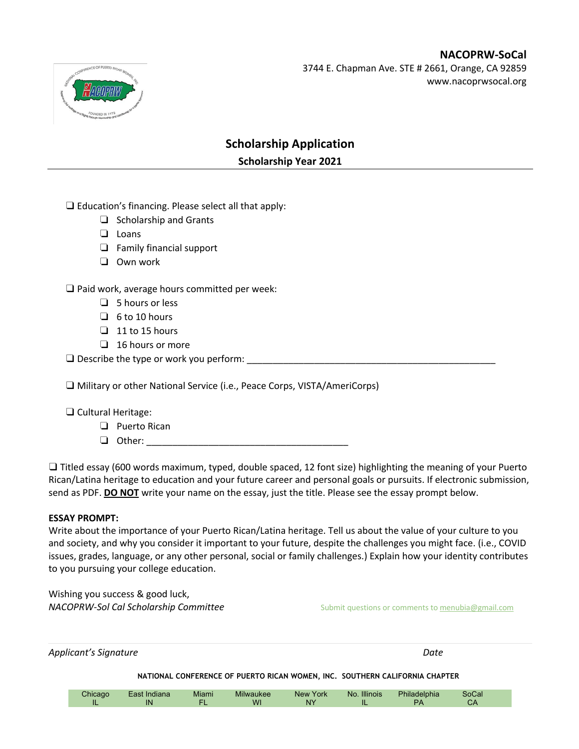**NACOPRW-SoCal**
3744 E. Chapman Ave. STE # 2661, Orange, CA 92859
www.nacoprwsocal.org

## Scholarship Application

### Scholarship Year 2021

- ❑ Education's financing. Please select all that apply:
  - ❑ Scholarship and Grants
  - ❑ Loans
  - ❑ Family financial support
  - ❑ Own work

- ❑ Paid work, average hours committed per week:
  - ❑ 5 hours or less
  - ❑ 6 to 10 hours
  - ❑ 11 to 15 hours
  - ❑ 16 hours or more
- ❑ Describe the type or work you perform: ________________________________________________

- ❑ Military or other National Service (i.e., Peace Corps, VISTA/AmeriCorps)

- ❑ Cultural Heritage:
  - ❑ Puerto Rican
  - ❑ Other: _______________________________________

❑ Titled essay (600 words maximum, typed, double spaced, 12 font size) highlighting the meaning of your Puerto Rican/Latina heritage to education and your future career and personal goals or pursuits. If electronic submission, send as PDF. **DO NOT** write your name on the essay, just the title. Please see the essay prompt below.

**ESSAY PROMPT:**
Write about the importance of your Puerto Rican/Latina heritage. Tell us about the value of your culture to you and society, and why you consider it important to your future, despite the challenges you might face. (i.e., COVID issues, grades, language, or any other personal, social or family challenges.) Explain how your identity contributes to you pursuing your college education.

Wishing you success & good luck,
*NACOPRW-Sol Cal Scholarship Committee*

Submit questions or comments to menubia@gmail.com

*Applicant's Signature* *Date*

**NATIONAL CONFERENCE OF PUERTO RICAN WOMEN, INC. SOUTHERN CALIFORNIA CHAPTER**

| | | | | | | | |
|---|---|---|---|---|---|---|---|
| Chicago IL | East Indiana IN | Miami FL | Milwaukee WI | New York NY | No. Illinois IL | Philadelphia PA | SoCal CA |